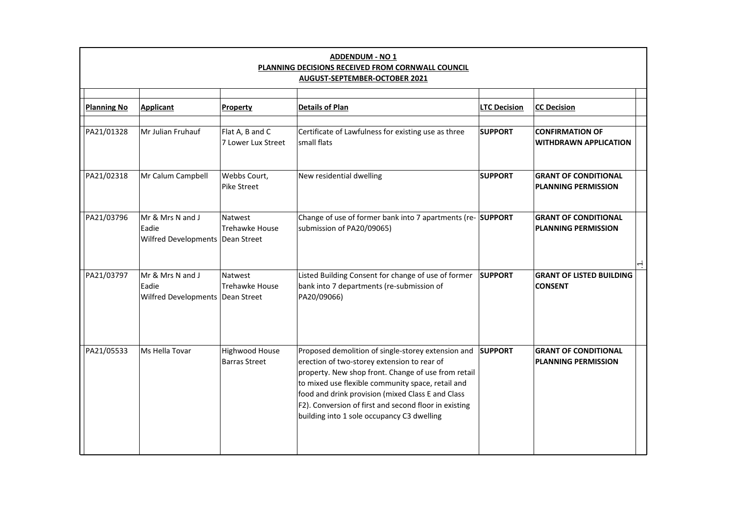**ADDENDUM - NO 1**
**PLANNING DECISIONS RECEIVED FROM CORNWALL COUNCIL**
**AUGUST-SEPTEMBER-OCTOBER 2021**

| Planning No | Applicant | Property | Details of Plan | LTC Decision | CC Decision |
|---|---|---|---|---|---|
| PA21/01328 | Mr Julian Fruhauf | Flat A, B and C<br>7 Lower Lux Street | Certificate of Lawfulness for existing use as three small flats | **SUPPORT** | **CONFIRMATION OF WITHDRAWN APPLICATION** |
| PA21/02318 | Mr Calum Campbell | Webbs Court,<br>Pike Street | New residential dwelling | **SUPPORT** | **GRANT OF CONDITIONAL PLANNING PERMISSION** |
| PA21/03796 | Mr & Mrs N and J Eadie<br>Wilfred Developments | Natwest<br>Trehawke House<br>Dean Street | Change of use of former bank into 7 apartments (re-submission of PA20/09065) | **SUPPORT** | **GRANT OF CONDITIONAL PLANNING PERMISSION** |
| PA21/03797 | Mr & Mrs N and J Eadie<br>Wilfred Developments | Natwest<br>Trehawke House<br>Dean Street | Listed Building Consent for change of use of former bank into 7 departments (re-submission of PA20/09066) | **SUPPORT** | **GRANT OF LISTED BUILDING CONSENT** |
| PA21/05533 | Ms Hella Tovar | Highwood House<br>Barras Street | Proposed demolition of single-storey extension and erection of two-storey extension to rear of property. New shop front. Change of use from retail to mixed use flexible community space, retail and food and drink provision (mixed Class E and Class F2). Conversion of first and second floor in existing building into 1 sole occupancy C3 dwelling | **SUPPORT** | **GRANT OF CONDITIONAL PLANNING PERMISSION** |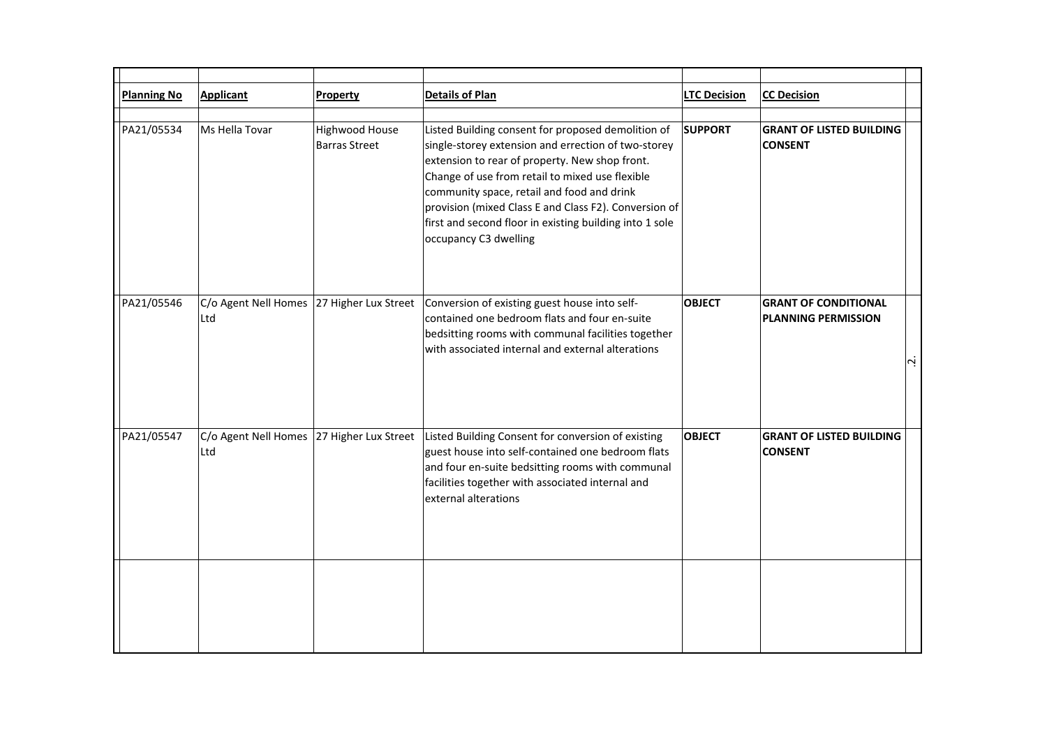| Planning No | Applicant | Property | Details of Plan | LTC Decision | CC Decision |
|---|---|---|---|---|---|
| PA21/05534 | Ms Hella Tovar | Highwood House Barras Street | Listed Building consent for proposed demolition of single-storey extension and errection of two-storey extension to rear of property. New shop front. Change of use from retail to mixed use flexible community space, retail and food and drink provision (mixed Class E and Class F2). Conversion of first and second floor in existing building into 1 sole occupancy C3 dwelling | **SUPPORT** | **GRANT OF LISTED BUILDING CONSENT** |
| PA21/05546 | C/o Agent Nell Homes Ltd | 27 Higher Lux Street | Conversion of existing guest house into self-contained one bedroom flats and four en-suite bedsitting rooms with communal facilities together with associated internal and external alterations | **OBJECT** | **GRANT OF CONDITIONAL PLANNING PERMISSION** |
| PA21/05547 | C/o Agent Nell Homes Ltd | 27 Higher Lux Street | Listed Building Consent for conversion of existing guest house into self-contained one bedroom flats and four en-suite bedsitting rooms with communal facilities together with associated internal and external alterations | **OBJECT** | **GRANT OF LISTED BUILDING CONSENT** |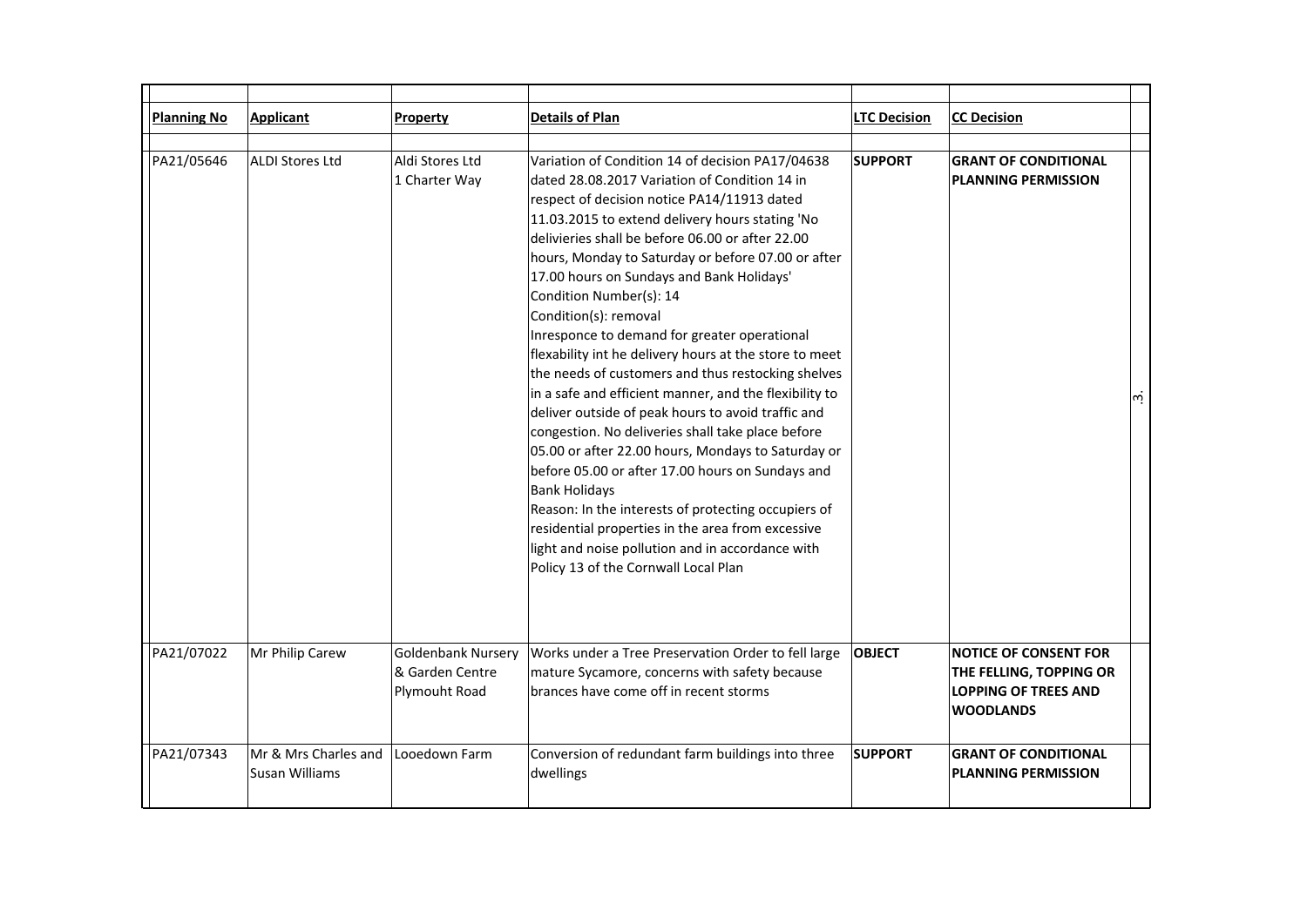| Planning No | Applicant | Property | Details of Plan | LTC Decision | CC Decision |
|---|---|---|---|---|---|
| PA21/05646 | ALDI Stores Ltd | Aldi Stores Ltd 1 Charter Way | Variation of Condition 14 of decision PA17/04638 dated 28.08.2017 Variation of Condition 14 in respect of decision notice PA14/11913 dated 11.03.2015 to extend delivery hours stating 'No delivieries shall be before 06.00 or after 22.00 hours, Monday to Saturday or before 07.00 or after 17.00 hours on Sundays and Bank Holidays' Condition Number(s): 14 Condition(s): removal Inresponce to demand for greater operational flexability int he delivery hours at the store to meet the needs of customers and thus restocking shelves in a safe and efficient manner, and the flexibility to deliver outside of peak hours to avoid traffic and congestion. No deliveries shall take place before 05.00 or after 22.00 hours, Mondays to Saturday or before 05.00 or after 17.00 hours on Sundays and Bank Holidays Reason: In the interests of protecting occupiers of residential properties in the area from excessive light and noise pollution and in accordance with Policy 13 of the Cornwall Local Plan | **SUPPORT** | **GRANT OF CONDITIONAL PLANNING PERMISSION** |
| PA21/07022 | Mr Philip Carew | Goldenbank Nursery & Garden Centre Plymouht Road | Works under a Tree Preservation Order to fell large mature Sycamore, concerns with safety because brances have come off in recent storms | **OBJECT** | **NOTICE OF CONSENT FOR THE FELLING, TOPPING OR LOPPING OF TREES AND WOODLANDS** |
| PA21/07343 | Mr & Mrs Charles and Susan Williams | Looedown Farm | Conversion of redundant farm buildings into three dwellings | **SUPPORT** | **GRANT OF CONDITIONAL PLANNING PERMISSION** |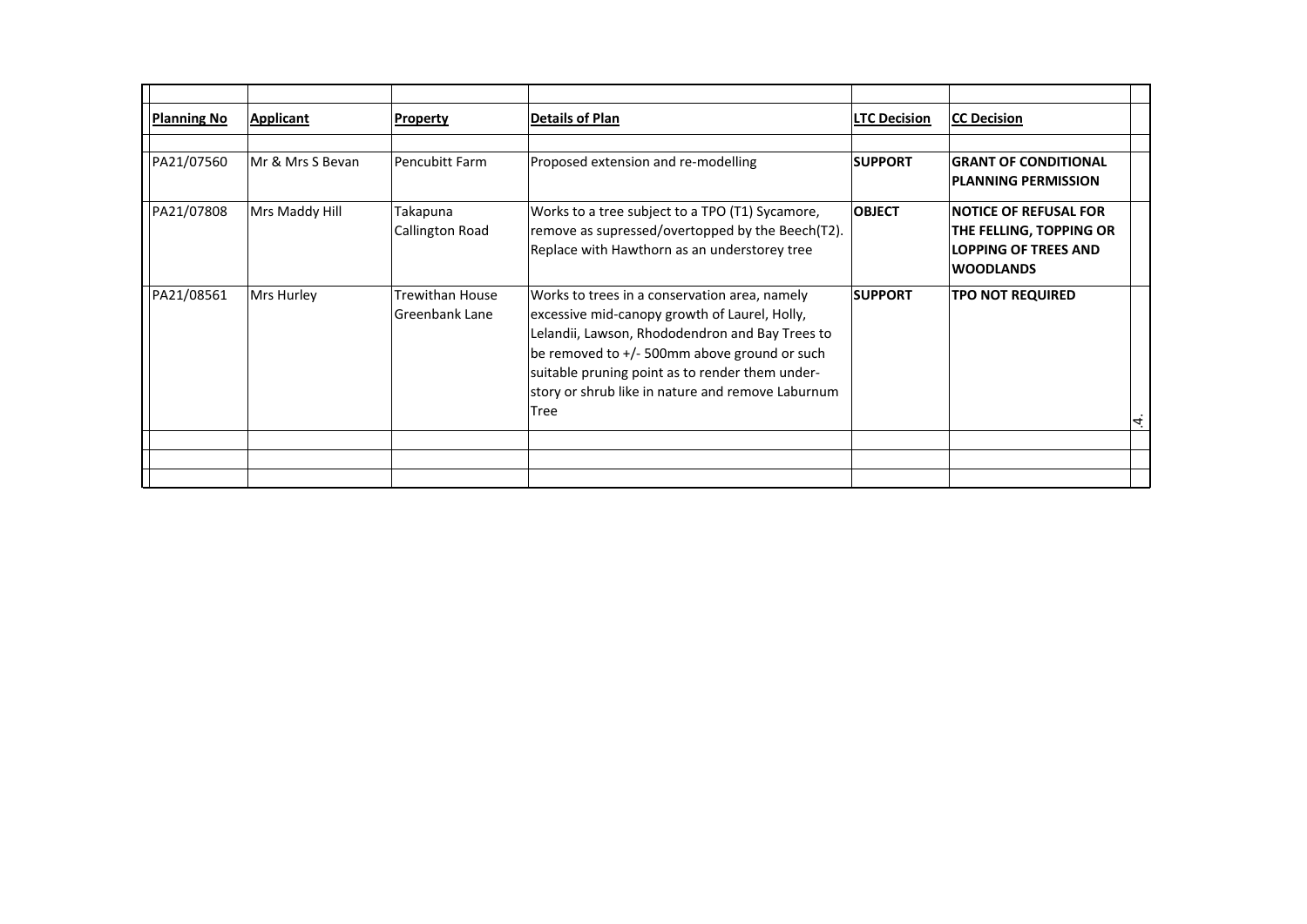| Planning No | Applicant | Property | Details of Plan | LTC Decision | CC Decision |
|---|---|---|---|---|---|
| PA21/07560 | Mr & Mrs S Bevan | Pencubitt Farm | Proposed extension and re-modelling | **SUPPORT** | **GRANT OF CONDITIONAL PLANNING PERMISSION** |
| PA21/07808 | Mrs Maddy Hill | Takapuna Callington Road | Works to a tree subject to a TPO (T1) Sycamore, remove as supressed/overtopped by the Beech(T2). Replace with Hawthorn as an understorey tree | **OBJECT** | **NOTICE OF REFUSAL FOR THE FELLING, TOPPING OR LOPPING OF TREES AND WOODLANDS** |
| PA21/08561 | Mrs Hurley | Trewithan House Greenbank Lane | Works to trees in a conservation area, namely excessive mid-canopy growth of Laurel, Holly, Lelandii, Lawson, Rhododendron and Bay Trees to be removed to +/- 500mm above ground or such suitable pruning point as to render them under-story or shrub like in nature and remove Laburnum Tree | **SUPPORT** | **TPO NOT REQUIRED** |